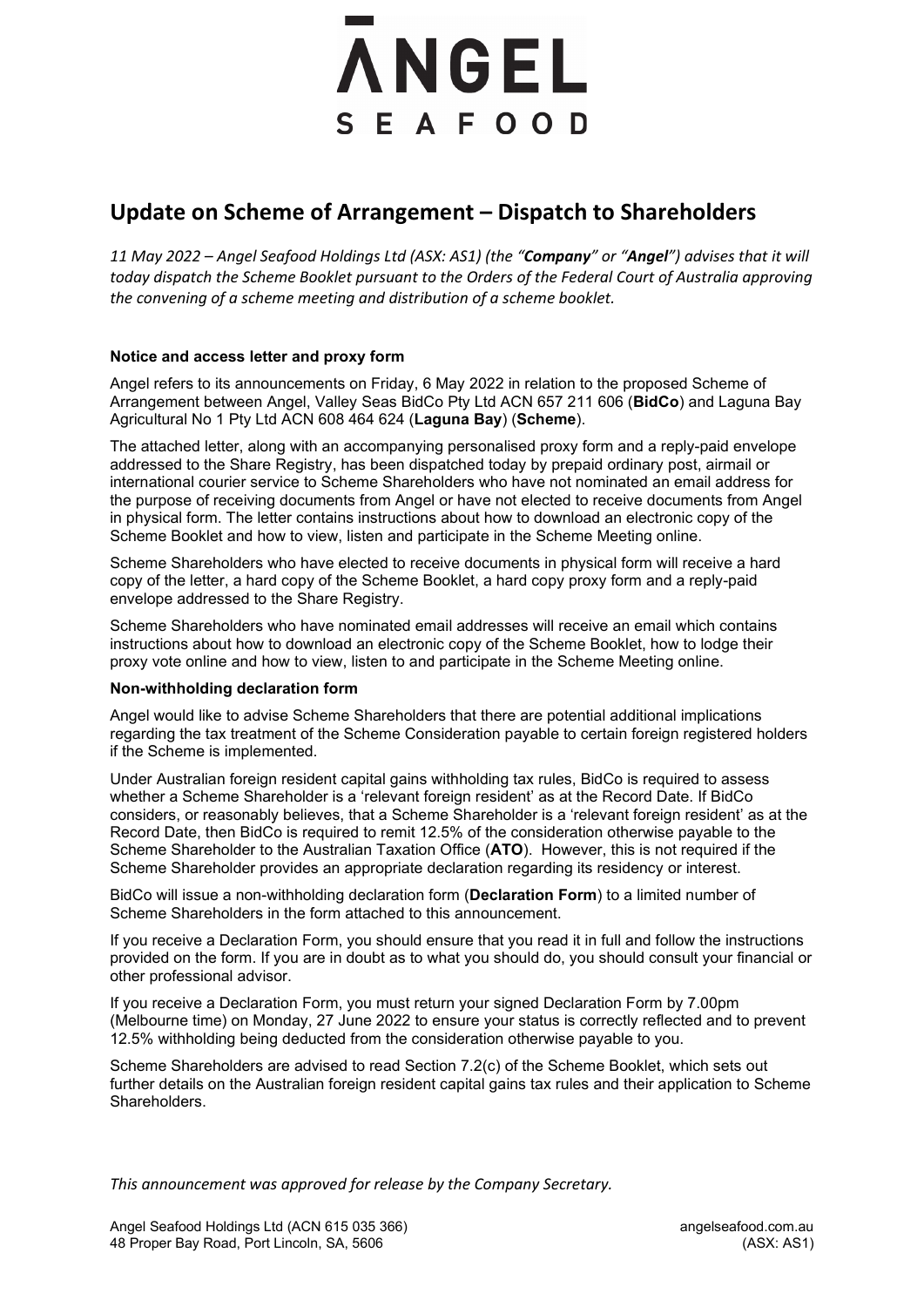# ANGEL SEAFOOD

## Update on Scheme of Arrangement – Dispatch to Shareholders

*11 May 2022 – Angel Seafood Holdings Ltd (ASX: AS1) (the "**Company**" or "**Angel**") advises that it will today dispatch the Scheme Booklet pursuant to the Orders of the Federal Court of Australia approving the convening of a scheme meeting and distribution of a scheme booklet.*

### Notice and access letter and proxy form

Angel refers to its announcements on Friday, 6 May 2022 in relation to the proposed Scheme of Arrangement between Angel, Valley Seas BidCo Pty Ltd ACN 657 211 606 (**BidCo**) and Laguna Bay Agricultural No 1 Pty Ltd ACN 608 464 624 (**Laguna Bay**) (**Scheme**).

The attached letter, along with an accompanying personalised proxy form and a reply-paid envelope addressed to the Share Registry, has been dispatched today by prepaid ordinary post, airmail or international courier service to Scheme Shareholders who have not nominated an email address for the purpose of receiving documents from Angel or have not elected to receive documents from Angel in physical form. The letter contains instructions about how to download an electronic copy of the Scheme Booklet and how to view, listen and participate in the Scheme Meeting online.

Scheme Shareholders who have elected to receive documents in physical form will receive a hard copy of the letter, a hard copy of the Scheme Booklet, a hard copy proxy form and a reply-paid envelope addressed to the Share Registry.

Scheme Shareholders who have nominated email addresses will receive an email which contains instructions about how to download an electronic copy of the Scheme Booklet, how to lodge their proxy vote online and how to view, listen to and participate in the Scheme Meeting online.

### Non-withholding declaration form

Angel would like to advise Scheme Shareholders that there are potential additional implications regarding the tax treatment of the Scheme Consideration payable to certain foreign registered holders if the Scheme is implemented.

Under Australian foreign resident capital gains withholding tax rules, BidCo is required to assess whether a Scheme Shareholder is a 'relevant foreign resident' as at the Record Date. If BidCo considers, or reasonably believes, that a Scheme Shareholder is a 'relevant foreign resident' as at the Record Date, then BidCo is required to remit 12.5% of the consideration otherwise payable to the Scheme Shareholder to the Australian Taxation Office (**ATO**). However, this is not required if the Scheme Shareholder provides an appropriate declaration regarding its residency or interest.

BidCo will issue a non-withholding declaration form (**Declaration Form**) to a limited number of Scheme Shareholders in the form attached to this announcement.

If you receive a Declaration Form, you should ensure that you read it in full and follow the instructions provided on the form. If you are in doubt as to what you should do, you should consult your financial or other professional advisor.

If you receive a Declaration Form, you must return your signed Declaration Form by 7.00pm (Melbourne time) on Monday, 27 June 2022 to ensure your status is correctly reflected and to prevent 12.5% withholding being deducted from the consideration otherwise payable to you.

Scheme Shareholders are advised to read Section 7.2(c) of the Scheme Booklet, which sets out further details on the Australian foreign resident capital gains tax rules and their application to Scheme Shareholders.

*This announcement was approved for release by the Company Secretary.*

Angel Seafood Holdings Ltd (ACN 615 035 366)
48 Proper Bay Road, Port Lincoln, SA, 5606

angelseafood.com.au
(ASX: AS1)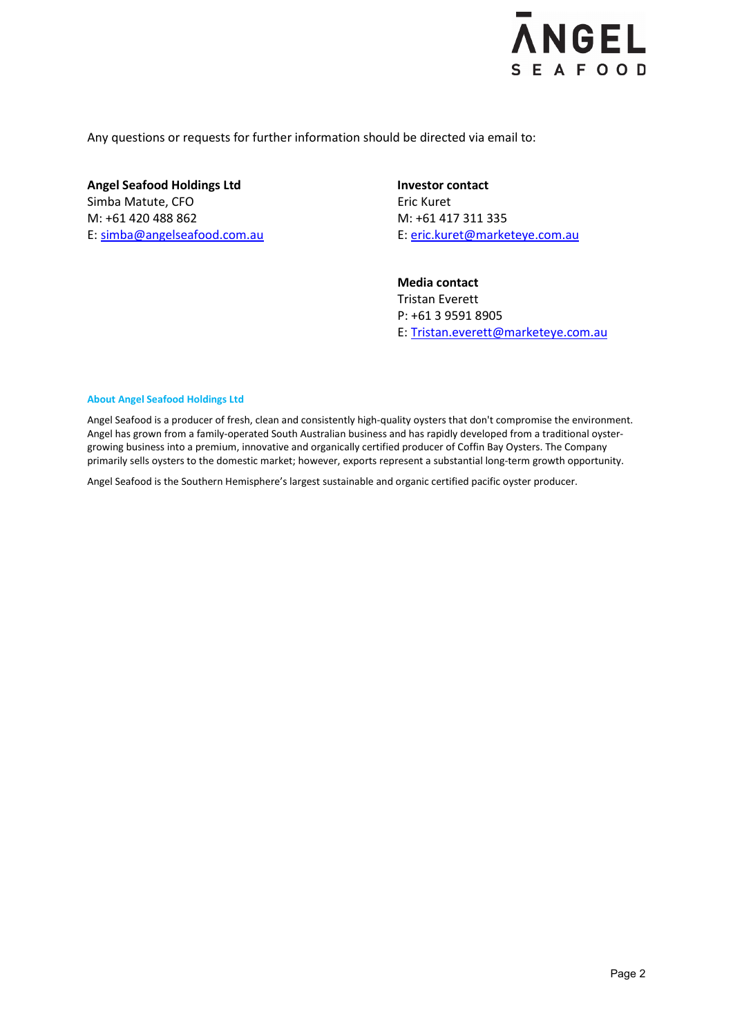Any questions or requests for further information should be directed via email to:

**Angel Seafood Holdings Ltd**
Simba Matute, CFO
M: +61 420 488 862
E: simba@angelseafood.com.au

**Investor contact**
Eric Kuret
M: +61 417 311 335
E: eric.kuret@marketeye.com.au

**Media contact**
Tristan Everett
P: +61 3 9591 8905
E: Tristan.everett@marketeye.com.au

**About Angel Seafood Holdings Ltd**

Angel Seafood is a producer of fresh, clean and consistently high-quality oysters that don't compromise the environment. Angel has grown from a family-operated South Australian business and has rapidly developed from a traditional oyster-growing business into a premium, innovative and organically certified producer of Coffin Bay Oysters. The Company primarily sells oysters to the domestic market; however, exports represent a substantial long-term growth opportunity.

Angel Seafood is the Southern Hemisphere's largest sustainable and organic certified pacific oyster producer.